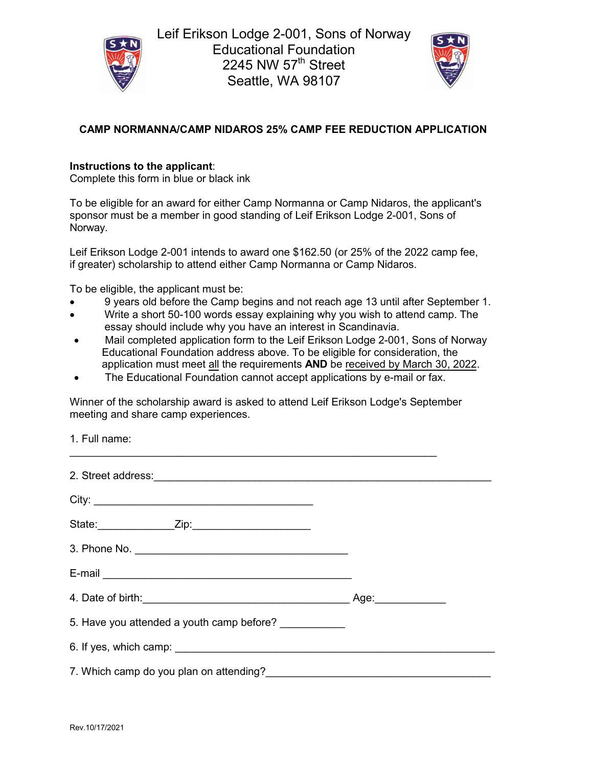Leif Erikson Lodge 2-001, Sons of Norway
Educational Foundation
2245 NW 57th Street
Seattle, WA 98107

## CAMP NORMANNA/CAMP NIDAROS 25% CAMP FEE REDUCTION APPLICATION

**Instructions to the applicant**:
Complete this form in blue or black ink

To be eligible for an award for either Camp Normanna or Camp Nidaros, the applicant's sponsor must be a member in good standing of Leif Erikson Lodge 2-001, Sons of Norway.

Leif Erikson Lodge 2-001 intends to award one $162.50 (or 25% of the 2022 camp fee, if greater) scholarship to attend either Camp Normanna or Camp Nidaros.

To be eligible, the applicant must be:

- 9 years old before the Camp begins and not reach age 13 until after September 1.
- Write a short 50-100 words essay explaining why you wish to attend camp. The essay should include why you have an interest in Scandinavia.
- Mail completed application form to the Leif Erikson Lodge 2-001, Sons of Norway Educational Foundation address above. To be eligible for consideration, the application must meet all the requirements **AND** be received by March 30, 2022.
- The Educational Foundation cannot accept applications by e-mail or fax.

Winner of the scholarship award is asked to attend Leif Erikson Lodge's September meeting and share camp experiences.

1. Full name: ____________________________________________________________

2. Street address: ____________________________________________________________

City: ______________________________________

State: _____________ Zip: ____________________

3. Phone No. ____________________________________

E-mail ________________________________________

4. Date of birth: ___________________________________ Age: ___________

5. Have you attended a youth camp before? ___________

6. If yes, which camp: ______________________________________________________

7. Which camp do you plan on attending? _______________________________________

Rev.10/17/2021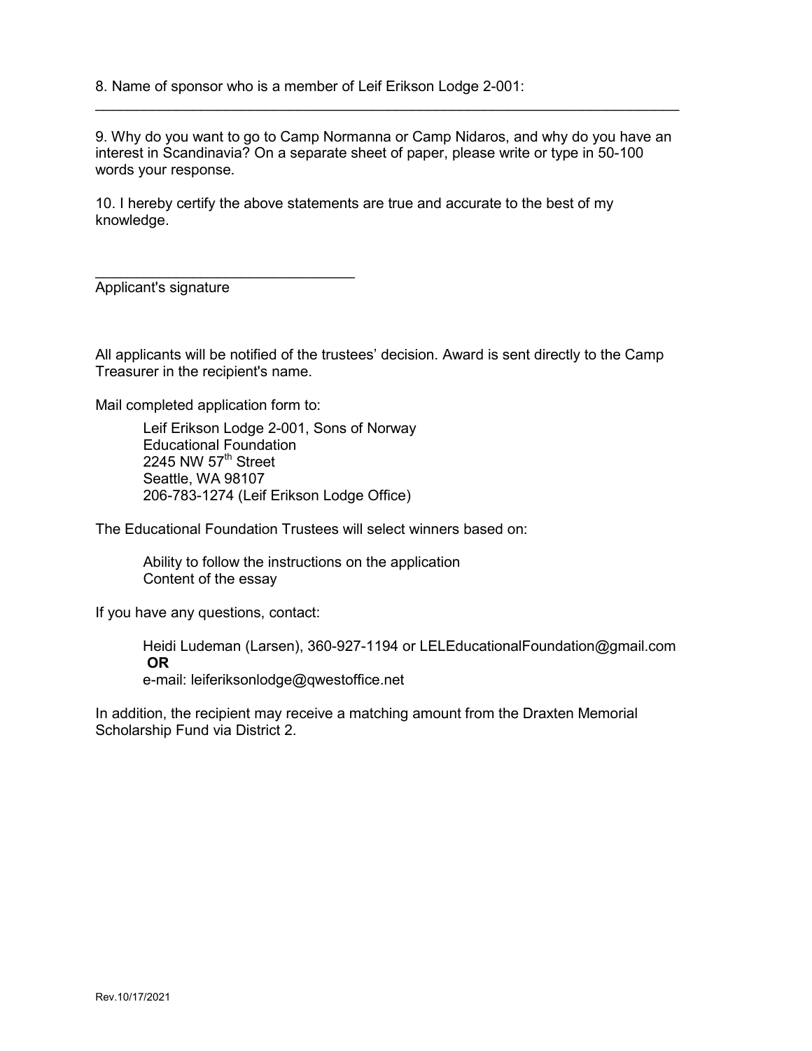8. Name of sponsor who is a member of Leif Erikson Lodge 2-001:

_____________________________________________________________________________

9. Why do you want to go to Camp Normanna or Camp Nidaros, and why do you have an interest in Scandinavia? On a separate sheet of paper, please write or type in 50-100 words your response.

10. I hereby certify the above statements are true and accurate to the best of my knowledge.

_________________________________

Applicant's signature

All applicants will be notified of the trustees' decision. Award is sent directly to the Camp Treasurer in the recipient's name.

Mail completed application form to:

> Leif Erikson Lodge 2-001, Sons of Norway
> Educational Foundation
> 2245 NW 57th Street
> Seattle, WA 98107
> 206-783-1274 (Leif Erikson Lodge Office)

The Educational Foundation Trustees will select winners based on:

> Ability to follow the instructions on the application
> Content of the essay

If you have any questions, contact:

> Heidi Ludeman (Larsen), 360-927-1194 or LELEducationalFoundation@gmail.com
> **OR**
> e-mail: leiferiksonlodge@qwestoffice.net

In addition, the recipient may receive a matching amount from the Draxten Memorial Scholarship Fund via District 2.

Rev.10/17/2021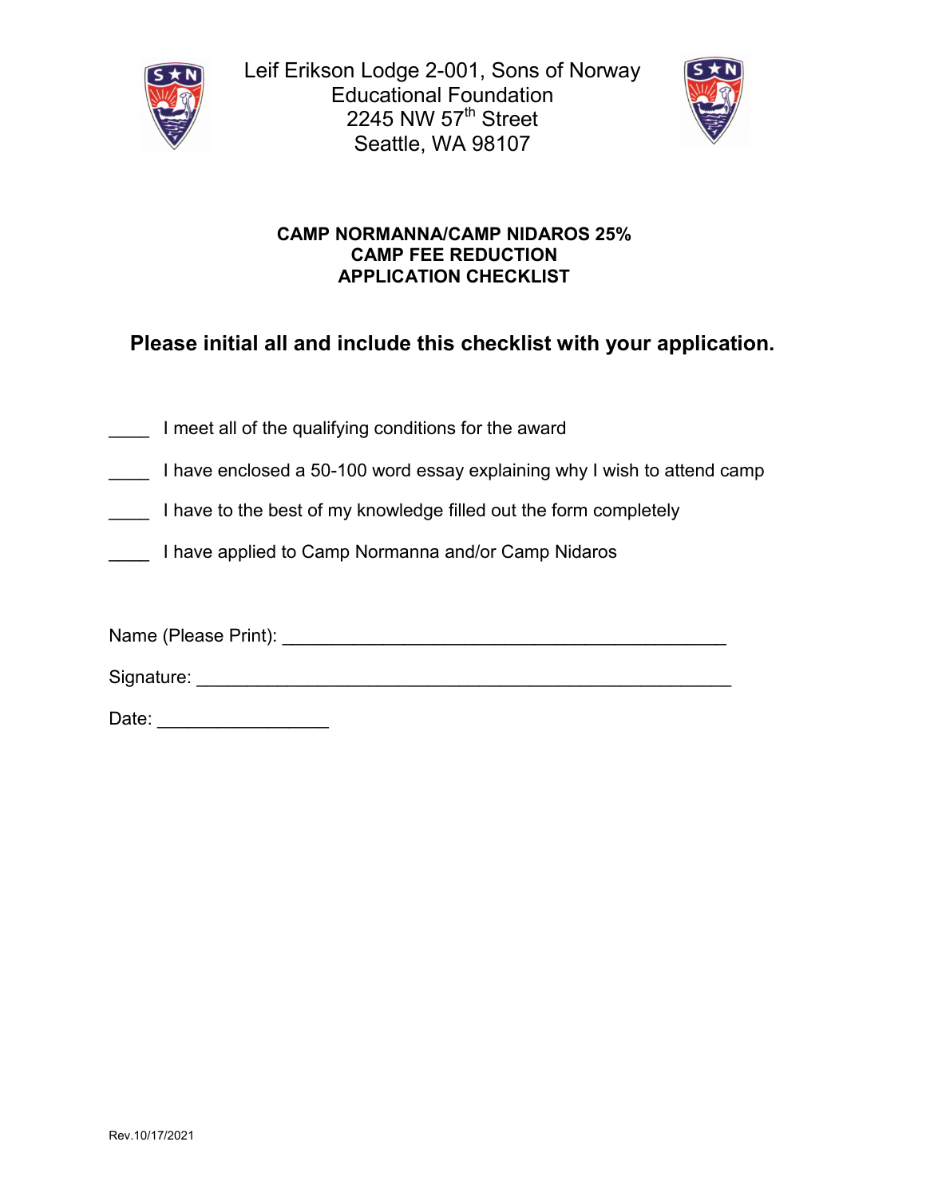Leif Erikson Lodge 2-001, Sons of Norway
Educational Foundation
2245 NW 57th Street
Seattle, WA 98107

**CAMP NORMANNA/CAMP NIDAROS 25%**
**CAMP FEE REDUCTION**
**APPLICATION CHECKLIST**

**Please initial all and include this checklist with your application.**

____ I meet all of the qualifying conditions for the award

____ I have enclosed a 50-100 word essay explaining why I wish to attend camp

____ I have to the best of my knowledge filled out the form completely

____ I have applied to Camp Normanna and/or Camp Nidaros

Name (Please Print): ____________________________________________

Signature: ______________________________________________________

Date: _________________

Rev.10/17/2021